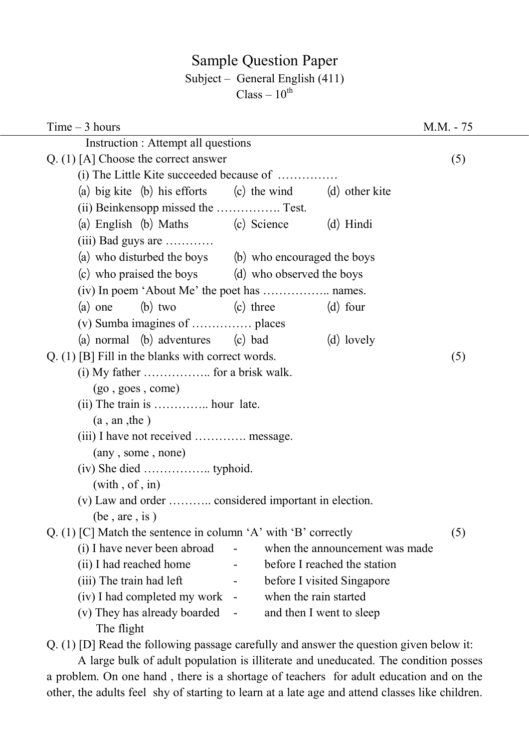# Sample Question Paper

Subject – General English (411)

Class – 10th

Time – 3 hours M.M. - 75

Instruction : Attempt all questions

**Q. (1) [A] Choose the correct answer** (5)

(i) The Little Kite succeeded because of ……………

(a) big kite (b) his efforts (c) the wind (d) other kite

(ii) Beinkensopp missed the ……………. Test.

(a) English (b) Maths (c) Science (d) Hindi

(iii) Bad guys are …………

(a) who disturbed the boys (b) who encouraged the boys

(c) who praised the boys (d) who observed the boys

(iv) In poem 'About Me' the poet has …………….. names.

(a) one (b) two (c) three (d) four

(v) Sumba imagines of …………… places

(a) normal (b) adventures (c) bad (d) lovely

**Q. (1) [B] Fill in the blanks with correct words.** (5)

(i) My father …………….. for a brisk walk.
(go , goes , come)

(ii) The train is …………. hour late.
(a , an ,the )

(iii) I have not received …………. message.
(any , some , none)

(iv) She died …………….. typhoid.
(with , of , in)

(v) Law and order ……….. considered important in election.
(be , are , is )

**Q. (1) [C] Match the sentence in column 'A' with 'B' correctly** (5)

(i) I have never been abroad - when the announcement was made

(ii) I had reached home - before I reached the station

(iii) The train had left - before I visited Singapore

(iv) I had completed my work - when the rain started

(v) They has already boarded The flight - and then I went to sleep

**Q. (1) [D] Read the following passage carefully and answer the question given below it:**

A large bulk of adult population is illiterate and uneducated. The condition posses a problem. On one hand , there is a shortage of teachers for adult education and on the other, the adults feel shy of starting to learn at a late age and attend classes like children.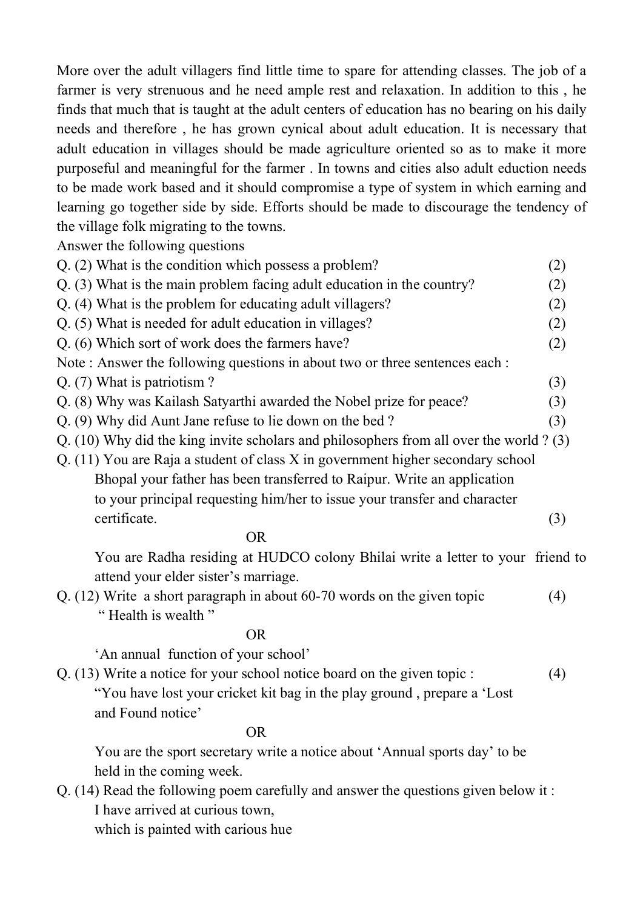More over the adult villagers find little time to spare for attending classes. The job of a farmer is very strenuous and he need ample rest and relaxation. In addition to this , he finds that much that is taught at the adult centers of education has no bearing on his daily needs and therefore , he has grown cynical about adult education. It is necessary that adult education in villages should be made agriculture oriented so as to make it more purposeful and meaningful for the farmer . In towns and cities also adult eduction needs to be made work based and it should compromise a type of system in which earning and learning go together side by side. Efforts should be made to discourage the tendency of the village folk migrating to the towns.

Answer the following questions

Q. (2) What is the condition which possess a problem? (2)

Q. (3) What is the main problem facing adult education in the country? (2)

Q. (4) What is the problem for educating adult villagers? (2)

Q. (5) What is needed for adult education in villages? (2)

Q. (6) Which sort of work does the farmers have? (2)

Note : Answer the following questions in about two or three sentences each :

Q. (7) What is patriotism ? (3)

Q. (8) Why was Kailash Satyarthi awarded the Nobel prize for peace? (3)

Q. (9) Why did Aunt Jane refuse to lie down on the bed ? (3)

Q. (10) Why did the king invite scholars and philosophers from all over the world ? (3)

Q. (11) You are Raja a student of class X in government higher secondary school Bhopal your father has been transferred to Raipur. Write an application to your principal requesting him/her to issue your transfer and character certificate. (3)

OR

You are Radha residing at HUDCO colony Bhilai write a letter to your friend to attend your elder sister's marriage.

Q. (12) Write a short paragraph in about 60-70 words on the given topic (4)

" Health is wealth "

OR

'An annual function of your school'

Q. (13) Write a notice for your school notice board on the given topic : (4)

"You have lost your cricket kit bag in the play ground , prepare a 'Lost and Found notice'

OR

You are the sport secretary write a notice about 'Annual sports day' to be held in the coming week.

Q. (14) Read the following poem carefully and answer the questions given below it :

I have arrived at curious town,  
which is painted with carious hue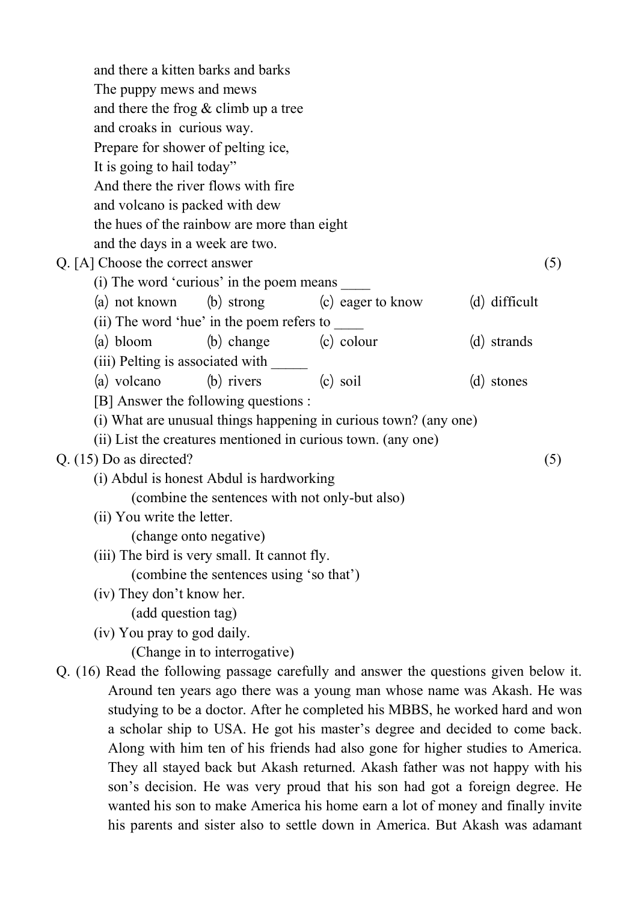and there a kitten barks and barks
The puppy mews and mews
and there the frog & climb up a tree
and croaks in  curious way.
Prepare for shower of pelting ice,
It is going to hail today"
And there the river flows with fire
and volcano is packed with dew
the hues of the rainbow are more than eight
and the days in a week are two.

Q. [A] Choose the correct answer (5)

(i) The word 'curious' in the poem means ____

(a) not known (b) strong (c) eager to know (d) difficult

(ii) The word 'hue' in the poem refers to ____

(a) bloom (b) change (c) colour (d) strands

(iii) Pelting is associated with _____

(a) volcano (b) rivers (c) soil (d) stones

[B] Answer the following questions :

(i) What are unusual things happening in curious town? (any one)

(ii) List the creatures mentioned in curious town. (any one)

Q. (15) Do as directed? (5)

(i) Abdul is honest Abdul is hardworking
(combine the sentences with not only-but also)

(ii) You write the letter.
(change onto negative)

(iii) The bird is very small. It cannot fly.
(combine the sentences using 'so that')

(iv) They don't know her.
(add question tag)

(iv) You pray to god daily.
(Change in to interrogative)

Q. (16) Read the following passage carefully and answer the questions given below it.

Around ten years ago there was a young man whose name was Akash. He was studying to be a doctor. After he completed his MBBS, he worked hard and won a scholar ship to USA. He got his master's degree and decided to come back. Along with him ten of his friends had also gone for higher studies to America. They all stayed back but Akash returned. Akash father was not happy with his son's decision. He was very proud that his son had got a foreign degree. He wanted his son to make America his home earn a lot of money and finally invite his parents and sister also to settle down in America. But Akash was adamant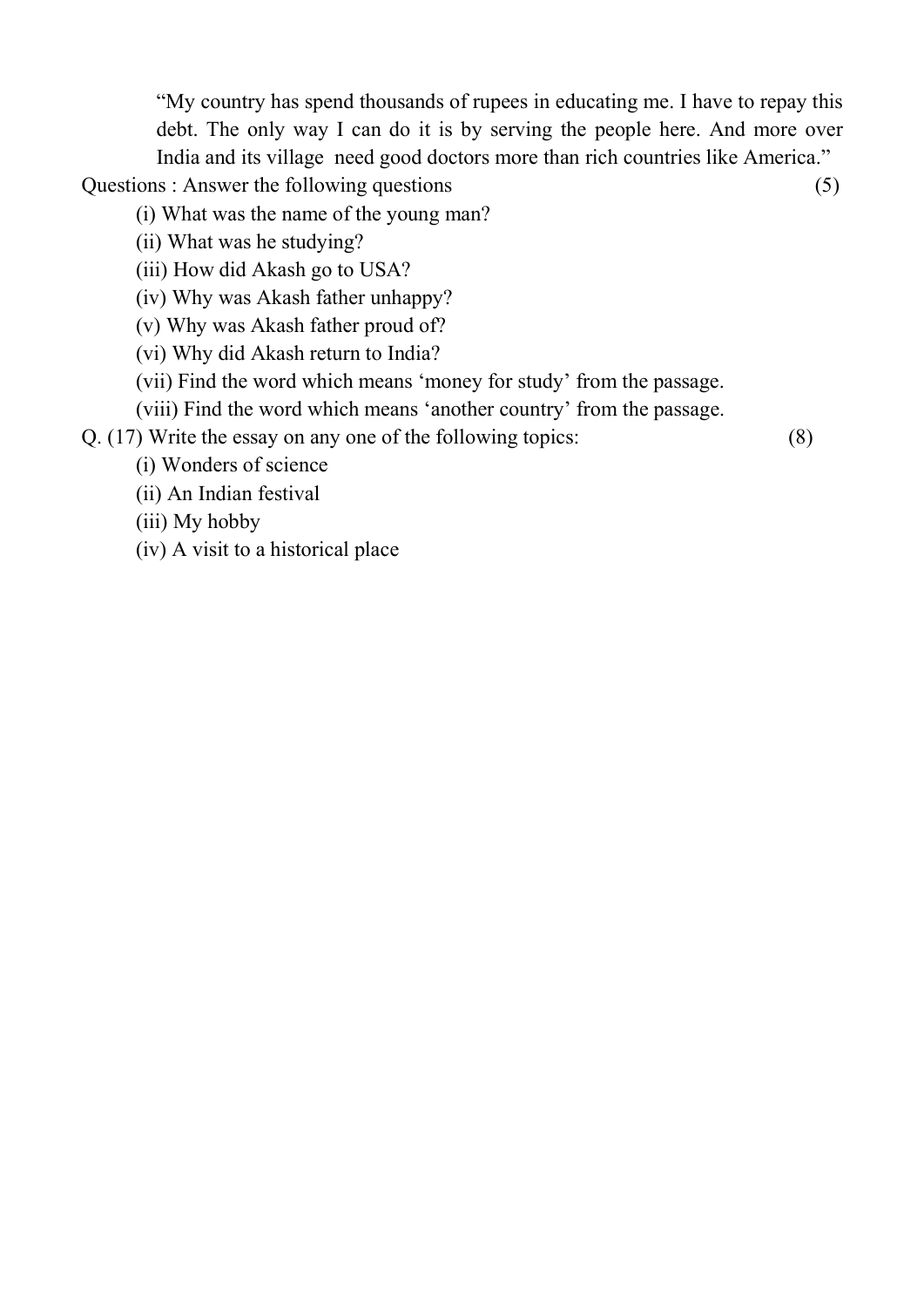"My country has spend thousands of rupees in educating me. I have to repay this debt. The only way I can do it is by serving the people here. And more over India and its village need good doctors more than rich countries like America."

Questions : Answer the following questions (5)

(i) What was the name of the young man?

(ii) What was he studying?

(iii) How did Akash go to USA?

(iv) Why was Akash father unhappy?

(v) Why was Akash father proud of?

(vi) Why did Akash return to India?

(vii) Find the word which means 'money for study' from the passage.

(viii) Find the word which means 'another country' from the passage.

Q. (17) Write the essay on any one of the following topics: (8)

(i) Wonders of science

(ii) An Indian festival

(iii) My hobby

(iv) A visit to a historical place